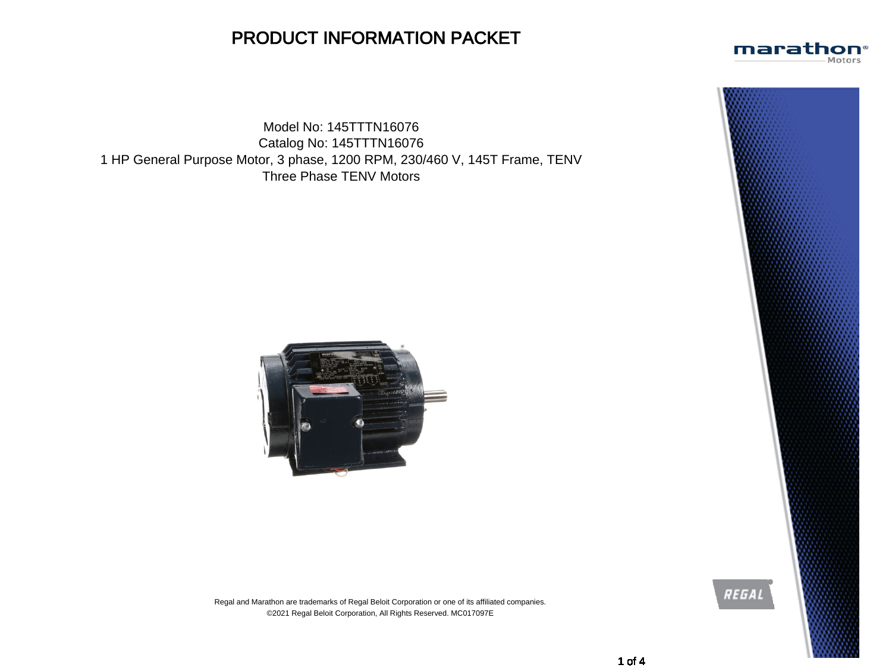# PRODUCT INFORMATION PACKET

Model No: 145TTTN16076
Catalog No: 145TTTN16076
1 HP General Purpose Motor, 3 phase, 1200 RPM, 230/460 V, 145T Frame, TENV
Three Phase TENV Motors

Regal and Marathon are trademarks of Regal Beloit Corporation or one of its affiliated companies.
©2021 Regal Beloit Corporation, All Rights Reserved. MC017097E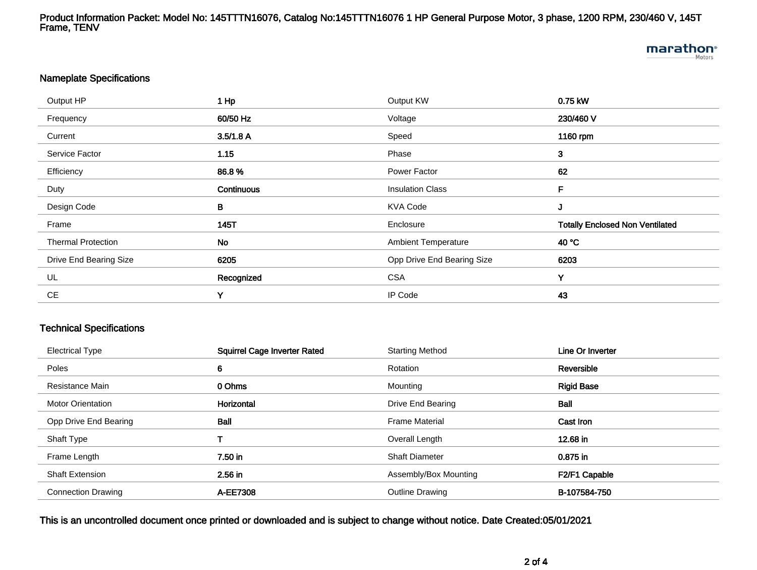# Product Information Packet: Model No: 145TTTN16076, Catalog No:145TTTN16076 1 HP General Purpose Motor, 3 phase, 1200 RPM, 230/460 V, 145T Frame, TENV

## Nameplate Specifications

| | | | |
|---|---|---|---|
| Output HP | **1 Hp** | Output KW | **0.75 kW** |
| Frequency | **60/50 Hz** | Voltage | **230/460 V** |
| Current | **3.5/1.8 A** | Speed | **1160 rpm** |
| Service Factor | **1.15** | Phase | **3** |
| Efficiency | **86.8 %** | Power Factor | **62** |
| Duty | **Continuous** | Insulation Class | **F** |
| Design Code | **B** | KVA Code | **J** |
| Frame | **145T** | Enclosure | **Totally Enclosed Non Ventilated** |
| Thermal Protection | **No** | Ambient Temperature | **40 °C** |
| Drive End Bearing Size | **6205** | Opp Drive End Bearing Size | **6203** |
| UL | **Recognized** | CSA | **Y** |
| CE | **Y** | IP Code | **43** |

## Technical Specifications

| | | | |
|---|---|---|---|
| Electrical Type | **Squirrel Cage Inverter Rated** | Starting Method | **Line Or Inverter** |
| Poles | **6** | Rotation | **Reversible** |
| Resistance Main | **0 Ohms** | Mounting | **Rigid Base** |
| Motor Orientation | **Horizontal** | Drive End Bearing | **Ball** |
| Opp Drive End Bearing | **Ball** | Frame Material | **Cast Iron** |
| Shaft Type | **T** | Overall Length | **12.68 in** |
| Frame Length | **7.50 in** | Shaft Diameter | **0.875 in** |
| Shaft Extension | **2.56 in** | Assembly/Box Mounting | **F2/F1 Capable** |
| Connection Drawing | **A-EE7308** | Outline Drawing | **B-107584-750** |

**This is an uncontrolled document once printed or downloaded and is subject to change without notice. Date Created:05/01/2021**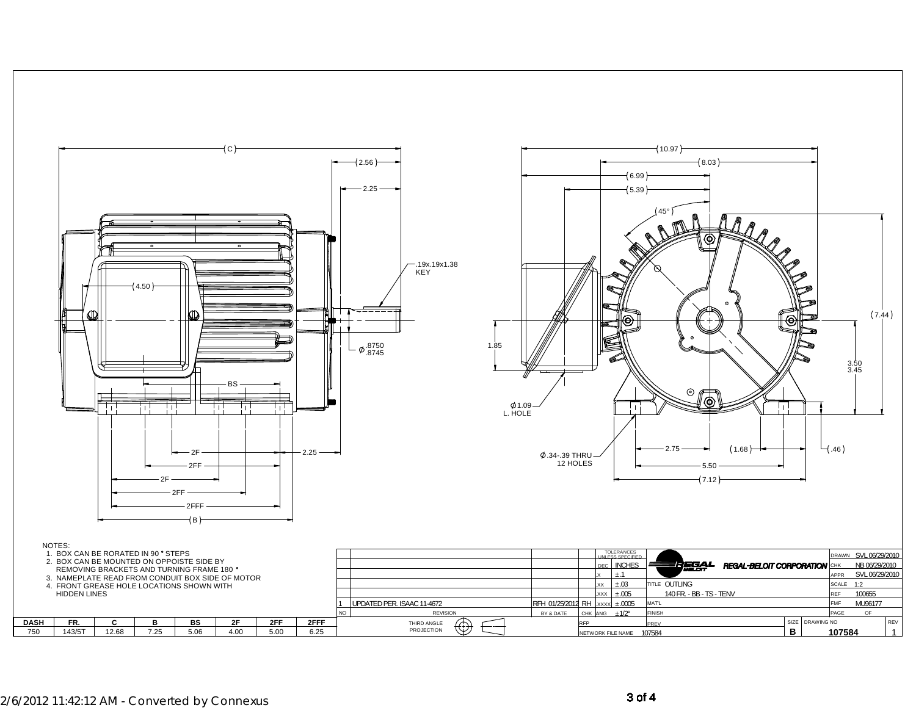C

2.56

2.25

.19x.19x1.38 KEY

4.50

Ø .8750 / .8745

BS

2F

2FF

2.25

2F

2FF

2FFF

B

10.97

8.03

6.99

5.39

45°

7.44

1.85

3.50 / 3.45

Ø1.09 L. HOLE

Ø .34-.39 THRU 12 HOLES

2.75

1.68

.46

5.50

7.12

NOTES:

1. BOX CAN BE RORATED IN 90 ° STEPS
2. BOX CAN BE MOUNTED ON OPPOISTE SIDE BY REMOVING BRACKETS AND TURNING FRAME 180 °
3. NAMEPLATE READ FROM CONDUIT BOX SIDE OF MOTOR
4. FRONT GREASE HOLE LOCATIONS SHOWN WITH HIDDEN LINES

| DASH | FR. | C | B | BS | 2F | 2FF | 2FFF |
|---|---|---|---|---|---|---|---|
| 750 | 143/5T | 12.68 | 7.25 | 5.06 | 4.00 | 5.00 | 6.25 |

| NO | REVISION | BY & DATE | CHK |
|---|---|---|---|
| 1 | UPDATED PER. ISAAC 11-4672 | RFH 01/25/2012 | RH |

TOLERANCES UNLESS SPECIFIED

| DEC | INCHES |
|---|---|
| .X | ±.1 |
| .XX | ±.03 |
| .XXX | ±.005 |
| .XXXX | ±.0005 |
| ANG | ±1/2° |

REGAL-BELOIT CORPORATION

TITLE: OUTLING

140 FR. - BB - TS - TENV

MAT'L

FINISH

PREV

| DRAWN | SVL 06/29/2010 |
|---|---|
| CHK | NB 06/29/2010 |
| APPR | SVL 06/29/2010 |
| SCALE | 1:2 |
| REF | 100655 |
| FMF | MU96177 |
| PAGE | OF |

THIRD ANGLE PROJECTION

RFP

NETWORK FILE NAME 107584

| SIZE | DRAWING NO | REV |
|---|---|---|
| B | 107584 | 1 |

2/6/2012 11:42:12 AM - Converted by Connexus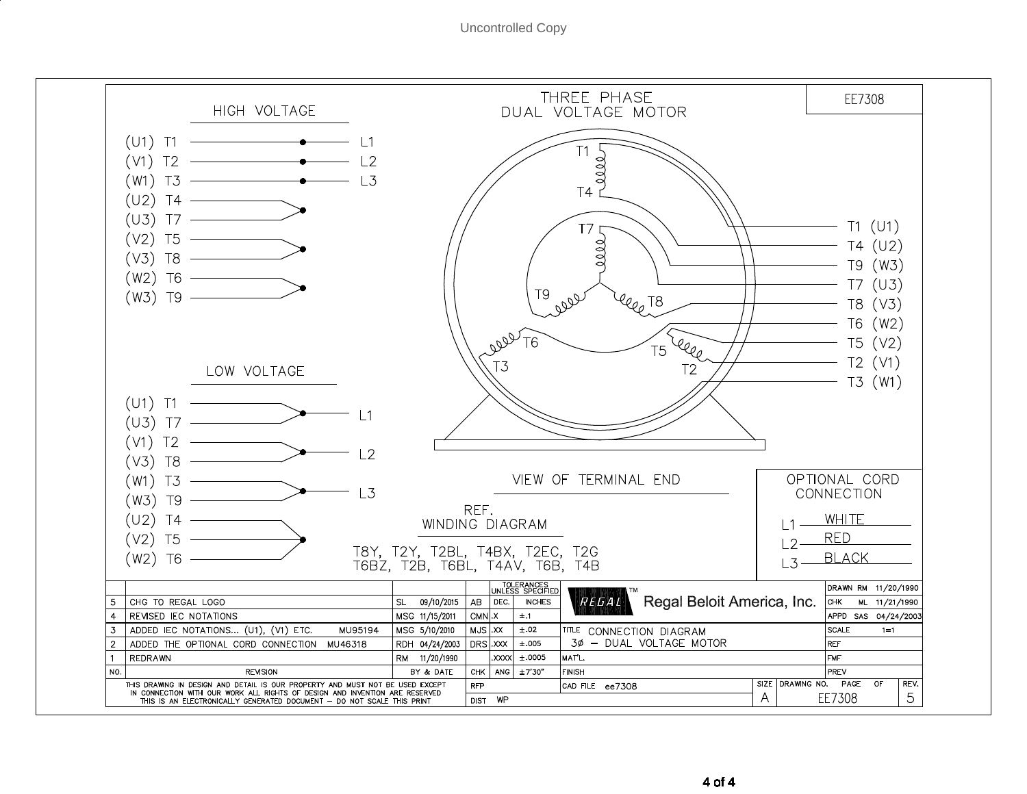Uncontrolled Copy

# THREE PHASE DUAL VOLTAGE MOTOR

EE7308

## HIGH VOLTAGE

(U1) T1 — L1
(V1) T2 — L2
(W1) T3 — L3
(U2) T4 + (U3) T7 (joined)
(V2) T5 + (V3) T8 (joined)
(W2) T6 + (W3) T9 (joined)

## LOW VOLTAGE

(U1) T1 + (U3) T7 — L1
(V1) T2 + (V3) T8 — L2
(W1) T3 + (W3) T9 — L3
(U2) T4 + (V2) T5 + (W2) T6 (joined)

T1
T4
T7
T9
T8
T6
T5
T3
T2

T1 (U1)
T4 (U2)
T9 (W3)
T7 (U3)
T8 (V3)
T6 (W2)
T5 (V2)
T2 (V1)
T3 (W1)

VIEW OF TERMINAL END

REF.
WINDING DIAGRAM

T8Y, T2Y, T2BL, T4BX, T2EC, T2G
T6BZ, T2B, T6BL, T4AV, T6B, T4B

## OPTIONAL CORD CONNECTION

L1 WHITE
L2 RED
L3 BLACK

| NO. | REVISION | BY & DATE | CHK |
|---|---|---|---|
| 5 | CHG TO REGAL LOGO | SL 09/10/2015 | AB |
| 4 | REVISED IEC NOTATIONS | MSG 11/15/2011 | CMN |
| 3 | ADDED IEC NOTATIONS... (U1), (V1) ETC. MU95194 | MSG 5/10/2010 | MJS |
| 2 | ADDED THE OPTIONAL CORD CONNECTION MU46318 | RDH 04/24/2003 | DRS |
| 1 | REDRAWN | RM 11/20/1990 | |

| TOLERANCES UNLESS SPECIFIED | |
|---|---|
| DEC. | INCHES |
| .X | ±.1 |
| .XX | ±.02 |
| .XXX | ±.005 |
| .XXXX | ±.0005 |
| ANG | ±7'30" |

REGAL™ Regal Beloit America, Inc.

TITLE CONNECTION DIAGRAM
$3\phi$ – DUAL VOLTAGE MOTOR

MAT'L.
FINISH

DRAWN RM 11/20/1990
CHK ML 11/21/1990
APPD SAS 04/24/2003
SCALE 1=1
REF
FMF
PREV

THIS DRAWING IN DESIGN AND DETAIL IS OUR PROPERTY AND MUST NOT BE USED EXCEPT IN CONNECTION WITH OUR WORK ALL RIGHTS OF DESIGN AND INVENTION ARE RESERVED
THIS IS AN ELECTRONICALLY GENERATED DOCUMENT – DO NOT SCALE THIS PRINT

RFP
DIST WP

CAD FILE ee7308

| SIZE | DRAWING NO. | PAGE OF | REV. |
|---|---|---|---|
| A | EE7308 | | 5 |